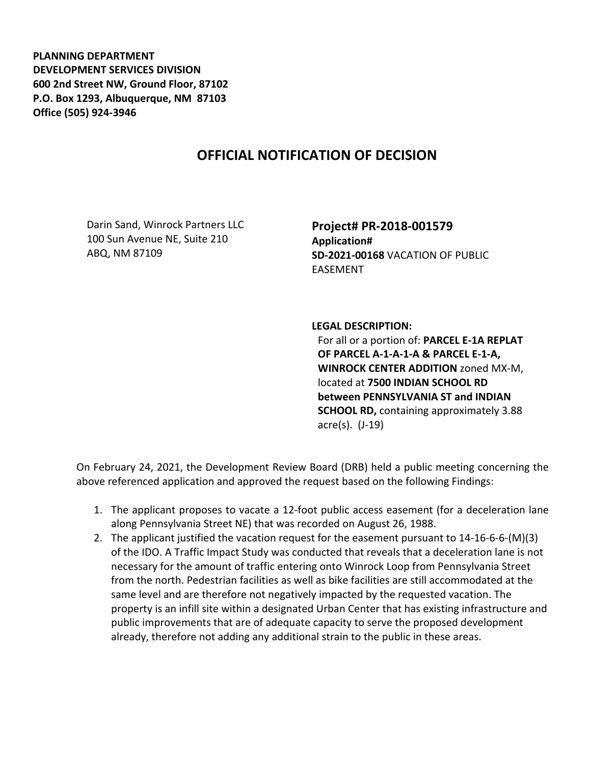**PLANNING DEPARTMENT**
**DEVELOPMENT SERVICES DIVISION**
**600 2nd Street NW, Ground Floor, 87102**
**P.O. Box 1293, Albuquerque, NM 87103**
**Office (505) 924-3946**

# OFFICIAL NOTIFICATION OF DECISION

Darin Sand, Winrock Partners LLC
100 Sun Avenue NE, Suite 210
ABQ, NM 87109

## Project# PR-2018-001579

**Application#**
**SD-2021-00168** VACATION OF PUBLIC EASEMENT

**LEGAL DESCRIPTION:**
For all or a portion of: **PARCEL E-1A REPLAT OF PARCEL A-1-A-1-A & PARCEL E-1-A, WINROCK CENTER ADDITION** zoned MX-M, located at **7500 INDIAN SCHOOL RD between PENNSYLVANIA ST and INDIAN SCHOOL RD,** containing approximately 3.88 acre(s). (J-19)

On February 24, 2021, the Development Review Board (DRB) held a public meeting concerning the above referenced application and approved the request based on the following Findings:

1. The applicant proposes to vacate a 12-foot public access easement (for a deceleration lane along Pennsylvania Street NE) that was recorded on August 26, 1988.
2. The applicant justified the vacation request for the easement pursuant to 14-16-6-6-(M)(3) of the IDO. A Traffic Impact Study was conducted that reveals that a deceleration lane is not necessary for the amount of traffic entering onto Winrock Loop from Pennsylvania Street from the north. Pedestrian facilities as well as bike facilities are still accommodated at the same level and are therefore not negatively impacted by the requested vacation. The property is an infill site within a designated Urban Center that has existing infrastructure and public improvements that are of adequate capacity to serve the proposed development already, therefore not adding any additional strain to the public in these areas.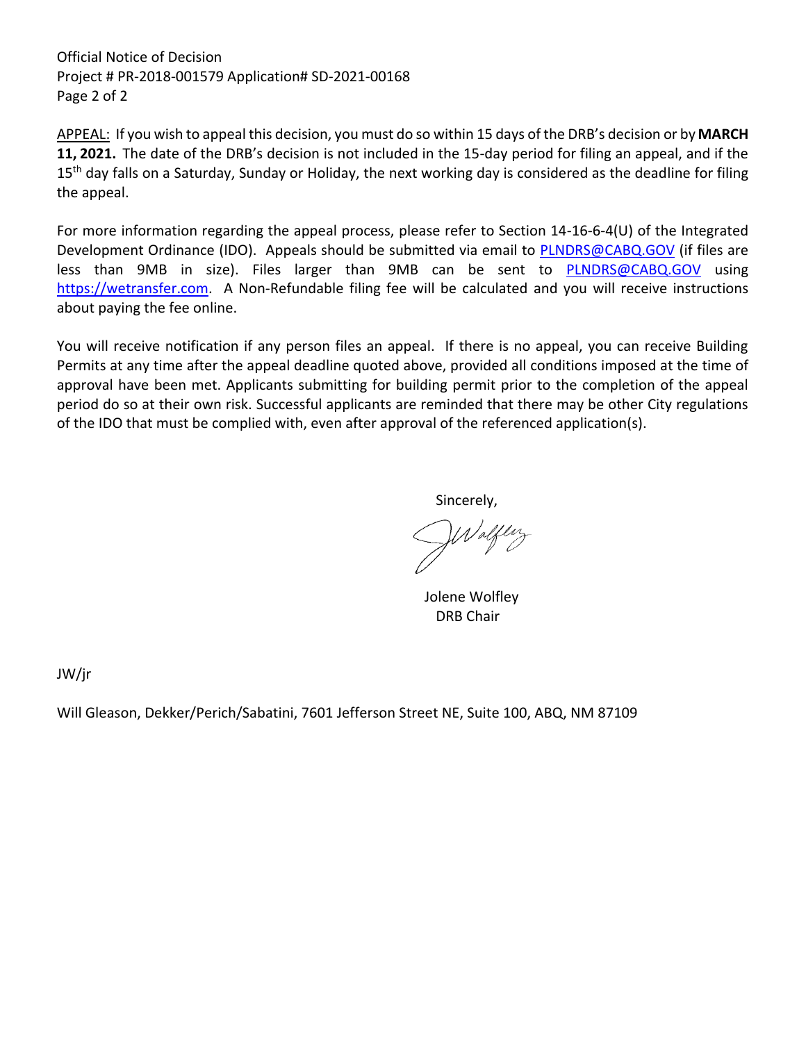APPEAL: If you wish to appeal this decision, you must do so within 15 days of the DRB's decision or by **MARCH 11, 2021.** The date of the DRB's decision is not included in the 15-day period for filing an appeal, and if the 15th day falls on a Saturday, Sunday or Holiday, the next working day is considered as the deadline for filing the appeal.

For more information regarding the appeal process, please refer to Section 14-16-6-4(U) of the Integrated Development Ordinance (IDO). Appeals should be submitted via email to PLNDRS@CABQ.GOV (if files are less than 9MB in size). Files larger than 9MB can be sent to PLNDRS@CABQ.GOV using https://wetransfer.com. A Non-Refundable filing fee will be calculated and you will receive instructions about paying the fee online.

You will receive notification if any person files an appeal. If there is no appeal, you can receive Building Permits at any time after the appeal deadline quoted above, provided all conditions imposed at the time of approval have been met. Applicants submitting for building permit prior to the completion of the appeal period do so at their own risk. Successful applicants are reminded that there may be other City regulations of the IDO that must be complied with, even after approval of the referenced application(s).

Sincerely,

Jolene Wolfley
DRB Chair

JW/jr

Will Gleason, Dekker/Perich/Sabatini, 7601 Jefferson Street NE, Suite 100, ABQ, NM 87109